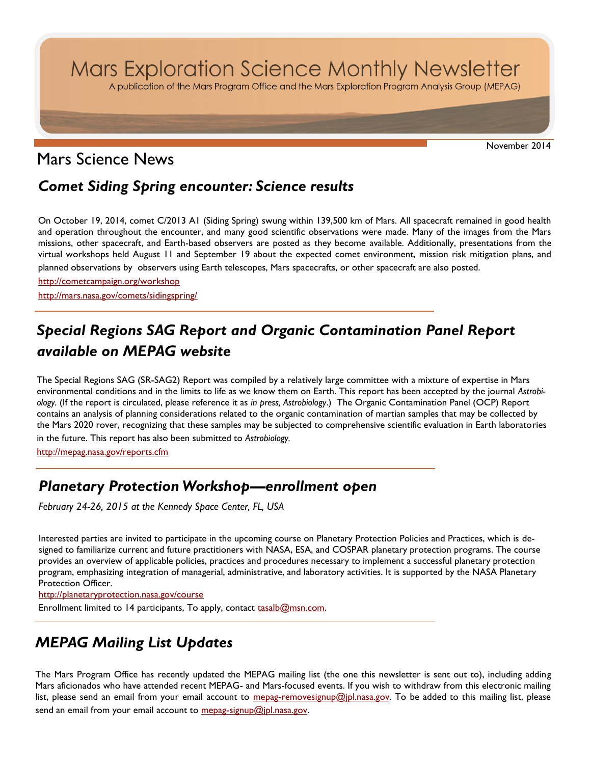# Mars Exploration Science Monthly Newsletter

A publication of the Mars Program Office and the Mars Exploration Program Analysis Group (MEPAG)

November 2014

## Mars Science News

### *Comet Siding Spring encounter: Science results*

On October 19, 2014, comet C/2013 A1 (Siding Spring) swung within 139,500 km of Mars. All spacecraft remained in good health and operation throughout the encounter, and many good scientific observations were made. Many of the images from the Mars missions, other spacecraft, and Earth-based observers are posted as they become available. Additionally, presentations from the virtual workshops held August 11 and September 19 about the expected comet environment, mission risk mitigation plans, and planned observations by observers using Earth telescopes, Mars spacecrafts, or other spacecraft are also posted.

http://cometcampaign.org/workshop

http://mars.nasa.gov/comets/sidingspring/

### *Special Regions SAG Report and Organic Contamination Panel Report available on MEPAG website*

The Special Regions SAG (SR-SAG2) Report was compiled by a relatively large committee with a mixture of expertise in Mars environmental conditions and in the limits to life as we know them on Earth. This report has been accepted by the journal *Astrobiology.* (If the report is circulated, please reference it as *in press, Astrobiology*.) The Organic Contamination Panel (OCP) Report contains an analysis of planning considerations related to the organic contamination of martian samples that may be collected by the Mars 2020 rover, recognizing that these samples may be subjected to comprehensive scientific evaluation in Earth laboratories in the future. This report has also been submitted to *Astrobiology.*

http://mepag.nasa.gov/reports.cfm

### *Planetary Protection Workshop—enrollment open*

*February 24-26, 2015 at the Kennedy Space Center, FL, USA*

Interested parties are invited to participate in the upcoming course on Planetary Protection Policies and Practices, which is designed to familiarize current and future practitioners with NASA, ESA, and COSPAR planetary protection programs. The course provides an overview of applicable policies, practices and procedures necessary to implement a successful planetary protection program, emphasizing integration of managerial, administrative, and laboratory activities. It is supported by the NASA Planetary Protection Officer.

http://planetaryprotection.nasa.gov/course

Enrollment limited to 14 participants, To apply, contact tasalb@msn.com.

### *MEPAG Mailing List Updates*

The Mars Program Office has recently updated the MEPAG mailing list (the one this newsletter is sent out to), including adding Mars aficionados who have attended recent MEPAG- and Mars-focused events. If you wish to withdraw from this electronic mailing list, please send an email from your email account to mepag-removesignup@jpl.nasa.gov. To be added to this mailing list, please send an email from your email account to mepag-signup@jpl.nasa.gov.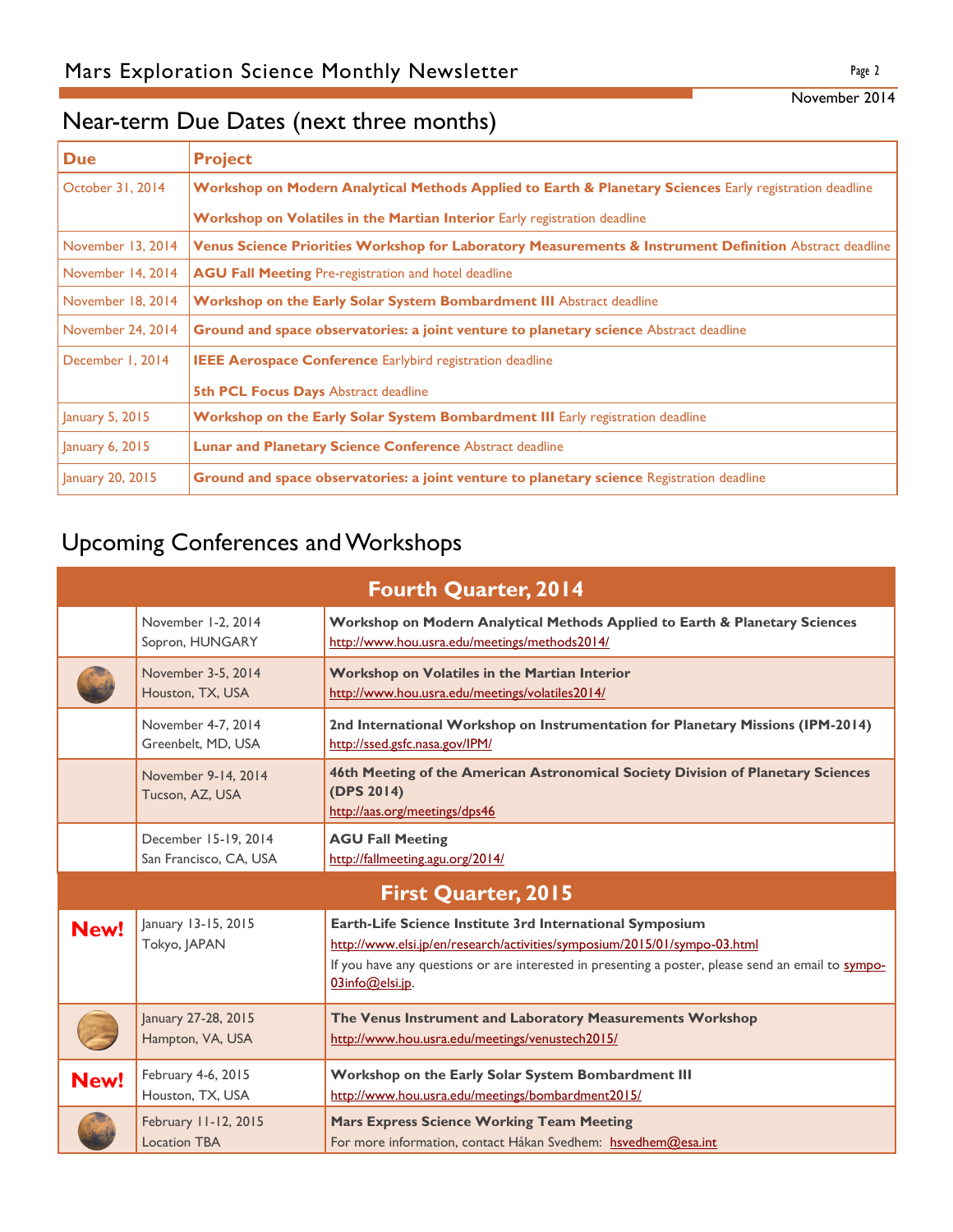## Near-term Due Dates (next three months)

| Due | Project |
|---|---|
| October 31, 2014 | **Workshop on Modern Analytical Methods Applied to Earth & Planetary Sciences** Early registration deadline<br>**Workshop on Volatiles in the Martian Interior** Early registration deadline |
| November 13, 2014 | **Venus Science Priorities Workshop for Laboratory Measurements & Instrument Definition** Abstract deadline |
| November 14, 2014 | **AGU Fall Meeting** Pre-registration and hotel deadline |
| November 18, 2014 | **Workshop on the Early Solar System Bombardment III** Abstract deadline |
| November 24, 2014 | **Ground and space observatories: a joint venture to planetary science** Abstract deadline |
| December 1, 2014 | **IEEE Aerospace Conference** Earlybird registration deadline<br>**5th PCL Focus Days** Abstract deadline |
| January 5, 2015 | **Workshop on the Early Solar System Bombardment III** Early registration deadline |
| January 6, 2015 | **Lunar and Planetary Science Conference** Abstract deadline |
| January 20, 2015 | **Ground and space observatories: a joint venture to planetary science** Registration deadline |

## Upcoming Conferences and Workshops

| | | |
|---|---|---|
| **Fourth Quarter, 2014** | | |
| | November 1-2, 2014<br>Sopron, HUNGARY | **Workshop on Modern Analytical Methods Applied to Earth & Planetary Sciences**<br>http://www.hou.usra.edu/meetings/methods2014/ |
| | November 3-5, 2014<br>Houston, TX, USA | **Workshop on Volatiles in the Martian Interior**<br>http://www.hou.usra.edu/meetings/volatiles2014/ |
| | November 4-7, 2014<br>Greenbelt, MD, USA | **2nd International Workshop on Instrumentation for Planetary Missions (IPM-2014)**<br>http://ssed.gsfc.nasa.gov/IPM/ |
| | November 9-14, 2014<br>Tucson, AZ, USA | **46th Meeting of the American Astronomical Society Division of Planetary Sciences (DPS 2014)**<br>http://aas.org/meetings/dps46 |
| | December 15-19, 2014<br>San Francisco, CA, USA | **AGU Fall Meeting**<br>http://fallmeeting.agu.org/2014/ |
| **First Quarter, 2015** | | |
| **New!** | January 13-15, 2015<br>Tokyo, JAPAN | **Earth-Life Science Institute 3rd International Symposium**<br>http://www.elsi.jp/en/research/activities/symposium/2015/01/sympo-03.html<br>If you have any questions or are interested in presenting a poster, please send an email to sympo-03info@elsi.jp. |
| | January 27-28, 2015<br>Hampton, VA, USA | **The Venus Instrument and Laboratory Measurements Workshop**<br>http://www.hou.usra.edu/meetings/venustech2015/ |
| **New!** | February 4-6, 2015<br>Houston, TX, USA | **Workshop on the Early Solar System Bombardment III**<br>http://www.hou.usra.edu/meetings/bombardment2015/ |
| | February 11-12, 2015<br>Location TBA | **Mars Express Science Working Team Meeting**<br>For more information, contact Håkan Svedhem: hsvedhem@esa.int |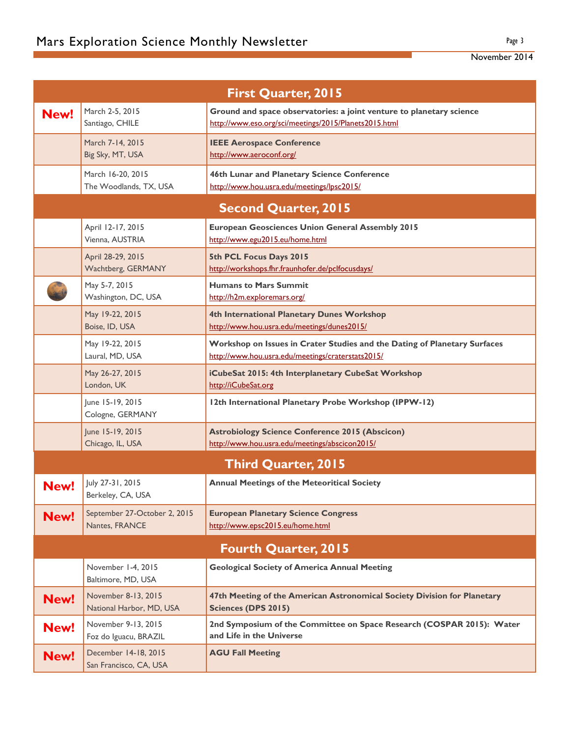| First Quarter, 2015 | | |
|---|---|---|
| New! | March 2-5, 2015<br>Santiago, CHILE | **Ground and space observatories: a joint venture to planetary science**<br>http://www.eso.org/sci/meetings/2015/Planets2015.html |
| | March 7-14, 2015<br>Big Sky, MT, USA | **IEEE Aerospace Conference**<br>http://www.aeroconf.org/ |
| | March 16-20, 2015<br>The Woodlands, TX, USA | **46th Lunar and Planetary Science Conference**<br>http://www.hou.usra.edu/meetings/lpsc2015/ |
| **Second Quarter, 2015** | | |
| | April 12-17, 2015<br>Vienna, AUSTRIA | **European Geosciences Union General Assembly 2015**<br>http://www.egu2015.eu/home.html |
| | April 28-29, 2015<br>Wachtberg, GERMANY | **5th PCL Focus Days 2015**<br>http://workshops.fhr.fraunhofer.de/pclfocusdays/ |
| | May 5-7, 2015<br>Washington, DC, USA | **Humans to Mars Summit**<br>http://h2m.exploremars.org/ |
| | May 19-22, 2015<br>Boise, ID, USA | **4th International Planetary Dunes Workshop**<br>http://www.hou.usra.edu/meetings/dunes2015/ |
| | May 19-22, 2015<br>Laural, MD, USA | **Workshop on Issues in Crater Studies and the Dating of Planetary Surfaces**<br>http://www.hou.usra.edu/meetings/craterstats2015/ |
| | May 26-27, 2015<br>London, UK | **iCubeSat 2015: 4th Interplanetary CubeSat Workshop**<br>http://iCubeSat.org |
| | June 15-19, 2015<br>Cologne, GERMANY | **12th International Planetary Probe Workshop (IPPW-12)** |
| | June 15-19, 2015<br>Chicago, IL, USA | **Astrobiology Science Conference 2015 (Abscicon)**<br>http://www.hou.usra.edu/meetings/abscicon2015/ |
| **Third Quarter, 2015** | | |
| New! | July 27-31, 2015<br>Berkeley, CA, USA | **Annual Meetings of the Meteoritical Society** |
| New! | September 27-October 2, 2015<br>Nantes, FRANCE | **European Planetary Science Congress**<br>http://www.epsc2015.eu/home.html |
| **Fourth Quarter, 2015** | | |
| | November 1-4, 2015<br>Baltimore, MD, USA | **Geological Society of America Annual Meeting** |
| New! | November 8-13, 2015<br>National Harbor, MD, USA | **47th Meeting of the American Astronomical Society Division for Planetary Sciences (DPS 2015)** |
| New! | November 9-13, 2015<br>Foz do Iguacu, BRAZIL | **2nd Symposium of the Committee on Space Research (COSPAR 2015): Water and Life in the Universe** |
| New! | December 14-18, 2015<br>San Francisco, CA, USA | **AGU Fall Meeting** |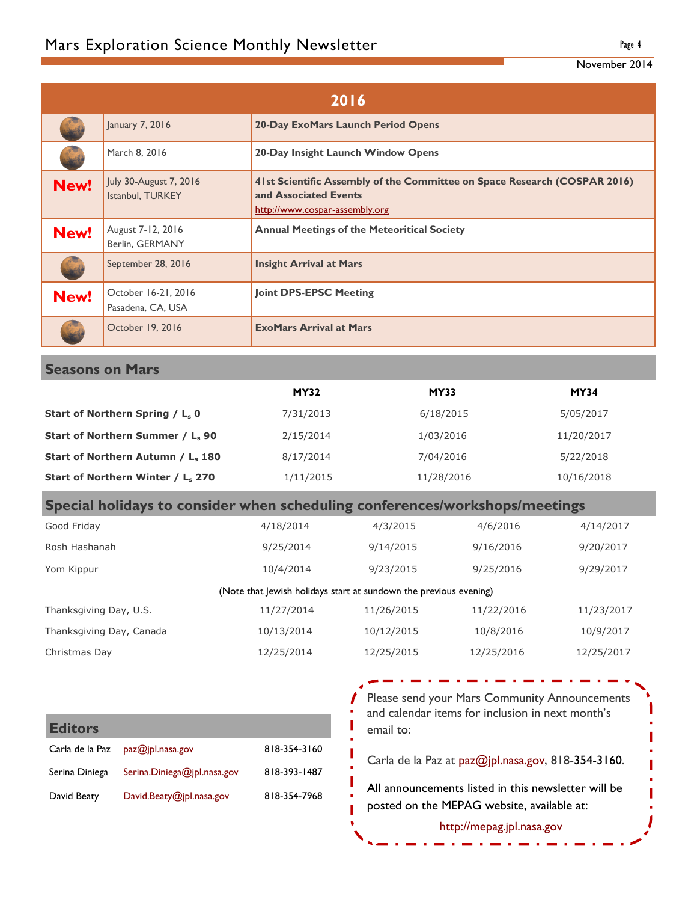## 2016

| | | |
|---|---|---|
| | January 7, 2016 | **20-Day ExoMars Launch Period Opens** |
| | March 8, 2016 | **20-Day Insight Launch Window Opens** |
| **New!** | July 30-August 7, 2016<br>Istanbul, TURKEY | **41st Scientific Assembly of the Committee on Space Research (COSPAR 2016) and Associated Events**<br>http://www.cospar-assembly.org |
| **New!** | August 7-12, 2016<br>Berlin, GERMANY | **Annual Meetings of the Meteoritical Society** |
| | September 28, 2016 | **Insight Arrival at Mars** |
| **New!** | October 16-21, 2016<br>Pasadena, CA, USA | **Joint DPS-EPSC Meeting** |
| | October 19, 2016 | **ExoMars Arrival at Mars** |

## Seasons on Mars

| | MY32 | MY33 | MY34 |
|---|---|---|---|
| **Start of Northern Spring / $L_s$ 0** | 7/31/2013 | 6/18/2015 | 5/05/2017 |
| **Start of Northern Summer / $L_s$ 90** | 2/15/2014 | 1/03/2016 | 11/20/2017 |
| **Start of Northern Autumn / $L_s$ 180** | 8/17/2014 | 7/04/2016 | 5/22/2018 |
| **Start of Northern Winter / $L_s$ 270** | 1/11/2015 | 11/28/2016 | 10/16/2018 |

## Special holidays to consider when scheduling conferences/workshops/meetings

| | | | | |
|---|---|---|---|---|
| Good Friday | 4/18/2014 | 4/3/2015 | 4/6/2016 | 4/14/2017 |
| Rosh Hashanah | 9/25/2014 | 9/14/2015 | 9/16/2016 | 9/20/2017 |
| Yom Kippur | 10/4/2014 | 9/23/2015 | 9/25/2016 | 9/29/2017 |
| Thanksgiving Day, U.S. | 11/27/2014 | 11/26/2015 | 11/22/2016 | 11/23/2017 |
| Thanksgiving Day, Canada | 10/13/2014 | 10/12/2015 | 10/8/2016 | 10/9/2017 |
| Christmas Day | 12/25/2014 | 12/25/2015 | 12/25/2016 | 12/25/2017 |

(Note that Jewish holidays start at sundown the previous evening)

## Editors

| | | |
|---|---|---|
| Carla de la Paz | paz@jpl.nasa.gov | 818-354-3160 |
| Serina Diniega | Serina.Diniega@jpl.nasa.gov | 818-393-1487 |
| David Beaty | David.Beaty@jpl.nasa.gov | 818-354-7968 |

Please send your Mars Community Announcements and calendar items for inclusion in next month's email to:

Carla de la Paz at paz@jpl.nasa.gov, 818-354-3160.

All announcements listed in this newsletter will be posted on the MEPAG website, available at:

http://mepag.jpl.nasa.gov